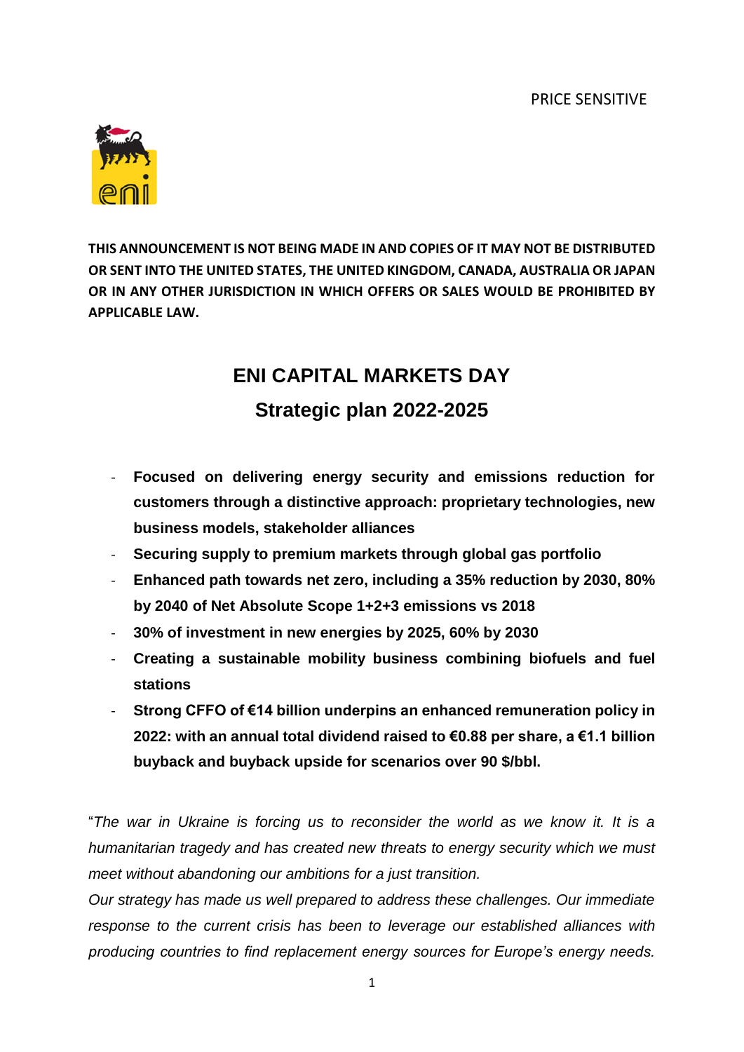PRICE SENSITIVE

**THIS ANNOUNCEMENT IS NOT BEING MADE IN AND COPIES OF IT MAY NOT BE DISTRIBUTED OR SENT INTO THE UNITED STATES, THE UNITED KINGDOM, CANADA, AUSTRALIA OR JAPAN OR IN ANY OTHER JURISDICTION IN WHICH OFFERS OR SALES WOULD BE PROHIBITED BY APPLICABLE LAW.**

# ENI CAPITAL MARKETS DAY

## Strategic plan 2022-2025

- **Focused on delivering energy security and emissions reduction for customers through a distinctive approach: proprietary technologies, new business models, stakeholder alliances**
- **Securing supply to premium markets through global gas portfolio**
- **Enhanced path towards net zero, including a 35% reduction by 2030, 80% by 2040 of Net Absolute Scope 1+2+3 emissions vs 2018**
- **30% of investment in new energies by 2025, 60% by 2030**
- **Creating a sustainable mobility business combining biofuels and fuel stations**
- **Strong CFFO of €14 billion underpins an enhanced remuneration policy in 2022: with an annual total dividend raised to €0.88 per share, a €1.1 billion buyback and buyback upside for scenarios over 90 $/bbl.**

"*The war in Ukraine is forcing us to reconsider the world as we know it. It is a humanitarian tragedy and has created new threats to energy security which we must meet without abandoning our ambitions for a just transition.*
*Our strategy has made us well prepared to address these challenges. Our immediate response to the current crisis has been to leverage our established alliances with producing countries to find replacement energy sources for Europe's energy needs.*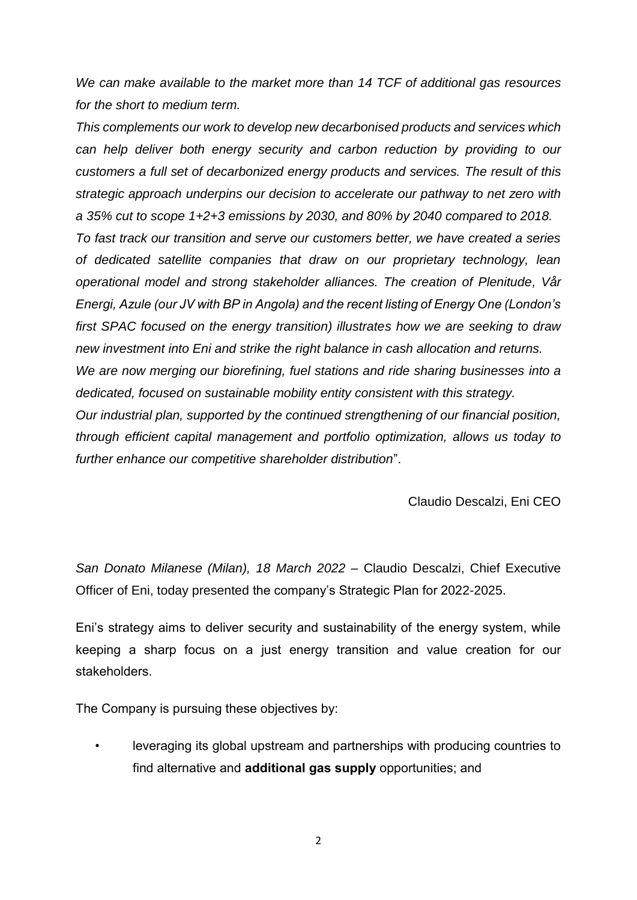*We can make available to the market more than 14 TCF of additional gas resources for the short to medium term.*

*This complements our work to develop new decarbonised products and services which can help deliver both energy security and carbon reduction by providing to our customers a full set of decarbonized energy products and services. The result of this strategic approach underpins our decision to accelerate our pathway to net zero with a 35% cut to scope 1+2+3 emissions by 2030, and 80% by 2040 compared to 2018.*

*To fast track our transition and serve our customers better, we have created a series of dedicated satellite companies that draw on our proprietary technology, lean operational model and strong stakeholder alliances. The creation of Plenitude, Vår Energi, Azule (our JV with BP in Angola) and the recent listing of Energy One (London's first SPAC focused on the energy transition) illustrates how we are seeking to draw new investment into Eni and strike the right balance in cash allocation and returns.*

*We are now merging our biorefining, fuel stations and ride sharing businesses into a dedicated, focused on sustainable mobility entity consistent with this strategy.*

*Our industrial plan, supported by the continued strengthening of our financial position, through efficient capital management and portfolio optimization, allows us today to further enhance our competitive shareholder distribution*".

Claudio Descalzi, Eni CEO

*San Donato Milanese (Milan), 18 March 2022* – Claudio Descalzi, Chief Executive Officer of Eni, today presented the company's Strategic Plan for 2022-2025.

Eni's strategy aims to deliver security and sustainability of the energy system, while keeping a sharp focus on a just energy transition and value creation for our stakeholders.

The Company is pursuing these objectives by:

- leveraging its global upstream and partnerships with producing countries to find alternative and **additional gas supply** opportunities; and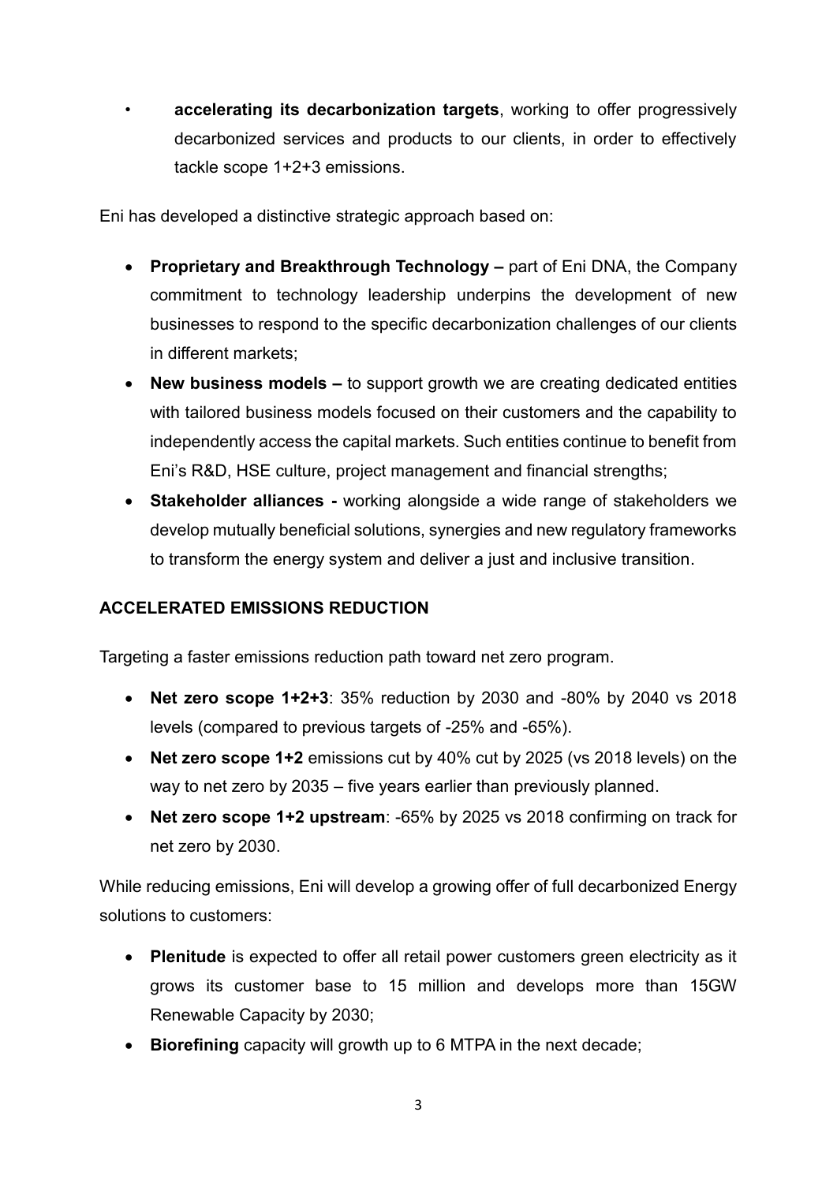- **accelerating its decarbonization targets**, working to offer progressively decarbonized services and products to our clients, in order to effectively tackle scope 1+2+3 emissions.

Eni has developed a distinctive strategic approach based on:

- **Proprietary and Breakthrough Technology –** part of Eni DNA, the Company commitment to technology leadership underpins the development of new businesses to respond to the specific decarbonization challenges of our clients in different markets;
- **New business models –** to support growth we are creating dedicated entities with tailored business models focused on their customers and the capability to independently access the capital markets. Such entities continue to benefit from Eni's R&D, HSE culture, project management and financial strengths;
- **Stakeholder alliances -** working alongside a wide range of stakeholders we develop mutually beneficial solutions, synergies and new regulatory frameworks to transform the energy system and deliver a just and inclusive transition.

## ACCELERATED EMISSIONS REDUCTION

Targeting a faster emissions reduction path toward net zero program.

- **Net zero scope 1+2+3**: 35% reduction by 2030 and -80% by 2040 vs 2018 levels (compared to previous targets of -25% and -65%).
- **Net zero scope 1+2** emissions cut by 40% cut by 2025 (vs 2018 levels) on the way to net zero by 2035 – five years earlier than previously planned.
- **Net zero scope 1+2 upstream**: -65% by 2025 vs 2018 confirming on track for net zero by 2030.

While reducing emissions, Eni will develop a growing offer of full decarbonized Energy solutions to customers:

- **Plenitude** is expected to offer all retail power customers green electricity as it grows its customer base to 15 million and develops more than 15GW Renewable Capacity by 2030;
- **Biorefining** capacity will growth up to 6 MTPA in the next decade;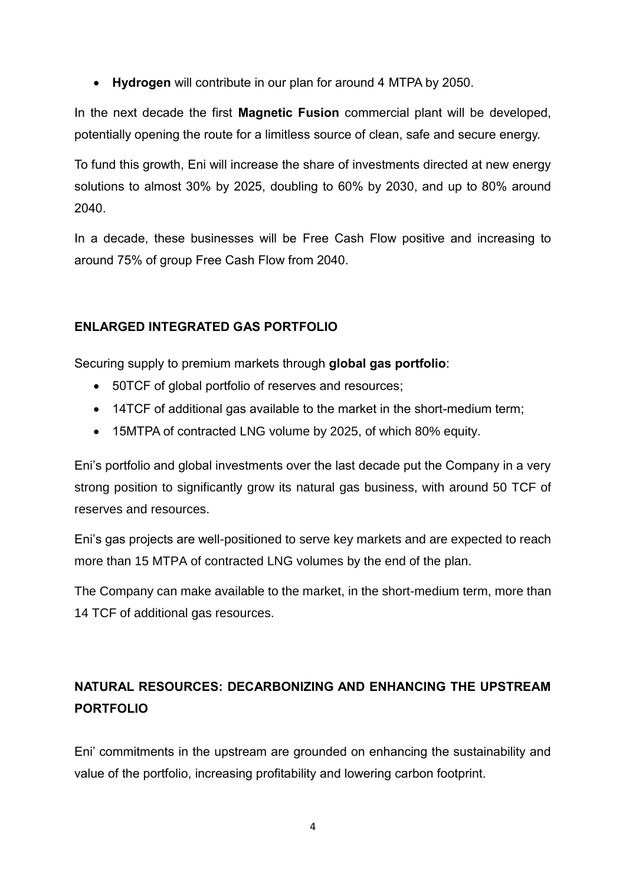- **Hydrogen** will contribute in our plan for around 4 MTPA by 2050.

In the next decade the first **Magnetic Fusion** commercial plant will be developed, potentially opening the route for a limitless source of clean, safe and secure energy.

To fund this growth, Eni will increase the share of investments directed at new energy solutions to almost 30% by 2025, doubling to 60% by 2030, and up to 80% around 2040.

In a decade, these businesses will be Free Cash Flow positive and increasing to around 75% of group Free Cash Flow from 2040.

## ENLARGED INTEGRATED GAS PORTFOLIO

Securing supply to premium markets through **global gas portfolio**:

- 50TCF of global portfolio of reserves and resources;
- 14TCF of additional gas available to the market in the short-medium term;
- 15MTPA of contracted LNG volume by 2025, of which 80% equity.

Eni's portfolio and global investments over the last decade put the Company in a very strong position to significantly grow its natural gas business, with around 50 TCF of reserves and resources.

Eni's gas projects are well-positioned to serve key markets and are expected to reach more than 15 MTPA of contracted LNG volumes by the end of the plan.

The Company can make available to the market, in the short-medium term, more than 14 TCF of additional gas resources.

## NATURAL RESOURCES: DECARBONIZING AND ENHANCING THE UPSTREAM PORTFOLIO

Eni' commitments in the upstream are grounded on enhancing the sustainability and value of the portfolio, increasing profitability and lowering carbon footprint.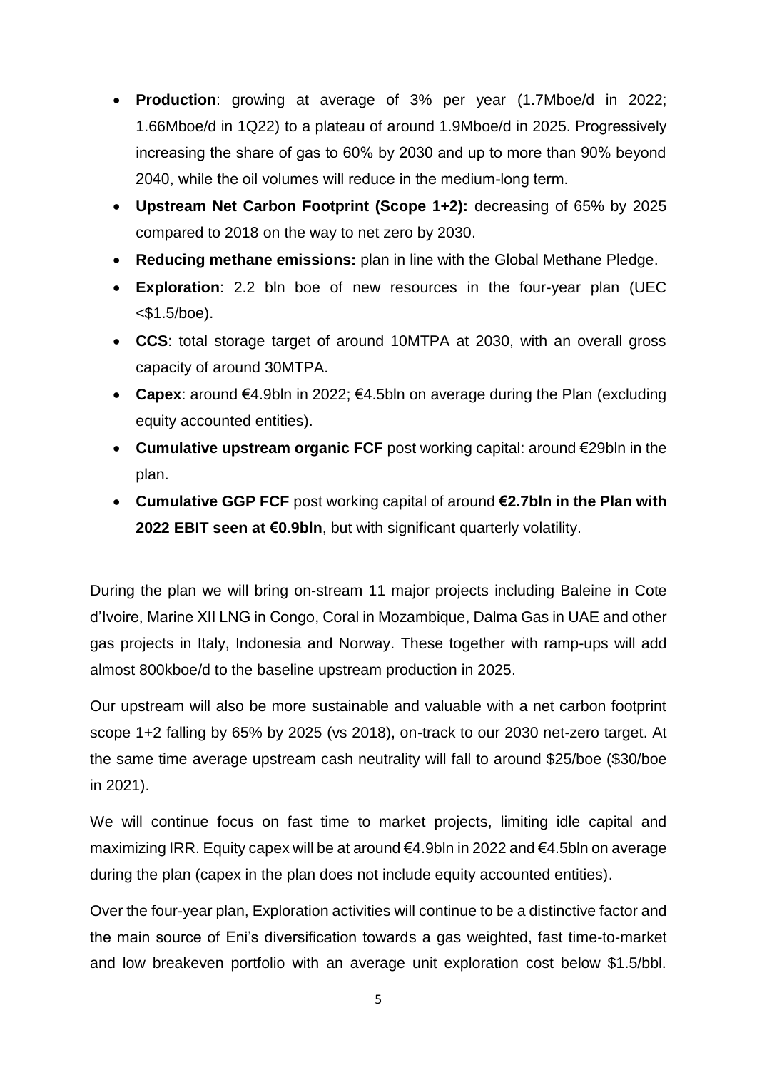- **Production**: growing at average of 3% per year (1.7Mboe/d in 2022; 1.66Mboe/d in 1Q22) to a plateau of around 1.9Mboe/d in 2025. Progressively increasing the share of gas to 60% by 2030 and up to more than 90% beyond 2040, while the oil volumes will reduce in the medium-long term.
- **Upstream Net Carbon Footprint (Scope 1+2):** decreasing of 65% by 2025 compared to 2018 on the way to net zero by 2030.
- **Reducing methane emissions:** plan in line with the Global Methane Pledge.
- **Exploration**: 2.2 bln boe of new resources in the four-year plan (UEC <$1.5/boe).
- **CCS**: total storage target of around 10MTPA at 2030, with an overall gross capacity of around 30MTPA.
- **Capex**: around €4.9bln in 2022; €4.5bln on average during the Plan (excluding equity accounted entities).
- **Cumulative upstream organic FCF** post working capital: around €29bln in the plan.
- **Cumulative GGP FCF** post working capital of around **€2.7bln in the Plan with 2022 EBIT seen at €0.9bln**, but with significant quarterly volatility.

During the plan we will bring on-stream 11 major projects including Baleine in Cote d'Ivoire, Marine XII LNG in Congo, Coral in Mozambique, Dalma Gas in UAE and other gas projects in Italy, Indonesia and Norway. These together with ramp-ups will add almost 800kboe/d to the baseline upstream production in 2025.

Our upstream will also be more sustainable and valuable with a net carbon footprint scope 1+2 falling by 65% by 2025 (vs 2018), on-track to our 2030 net-zero target. At the same time average upstream cash neutrality will fall to around $25/boe ($30/boe in 2021).

We will continue focus on fast time to market projects, limiting idle capital and maximizing IRR. Equity capex will be at around €4.9bln in 2022 and €4.5bln on average during the plan (capex in the plan does not include equity accounted entities).

Over the four-year plan, Exploration activities will continue to be a distinctive factor and the main source of Eni's diversification towards a gas weighted, fast time-to-market and low breakeven portfolio with an average unit exploration cost below $1.5/bbl.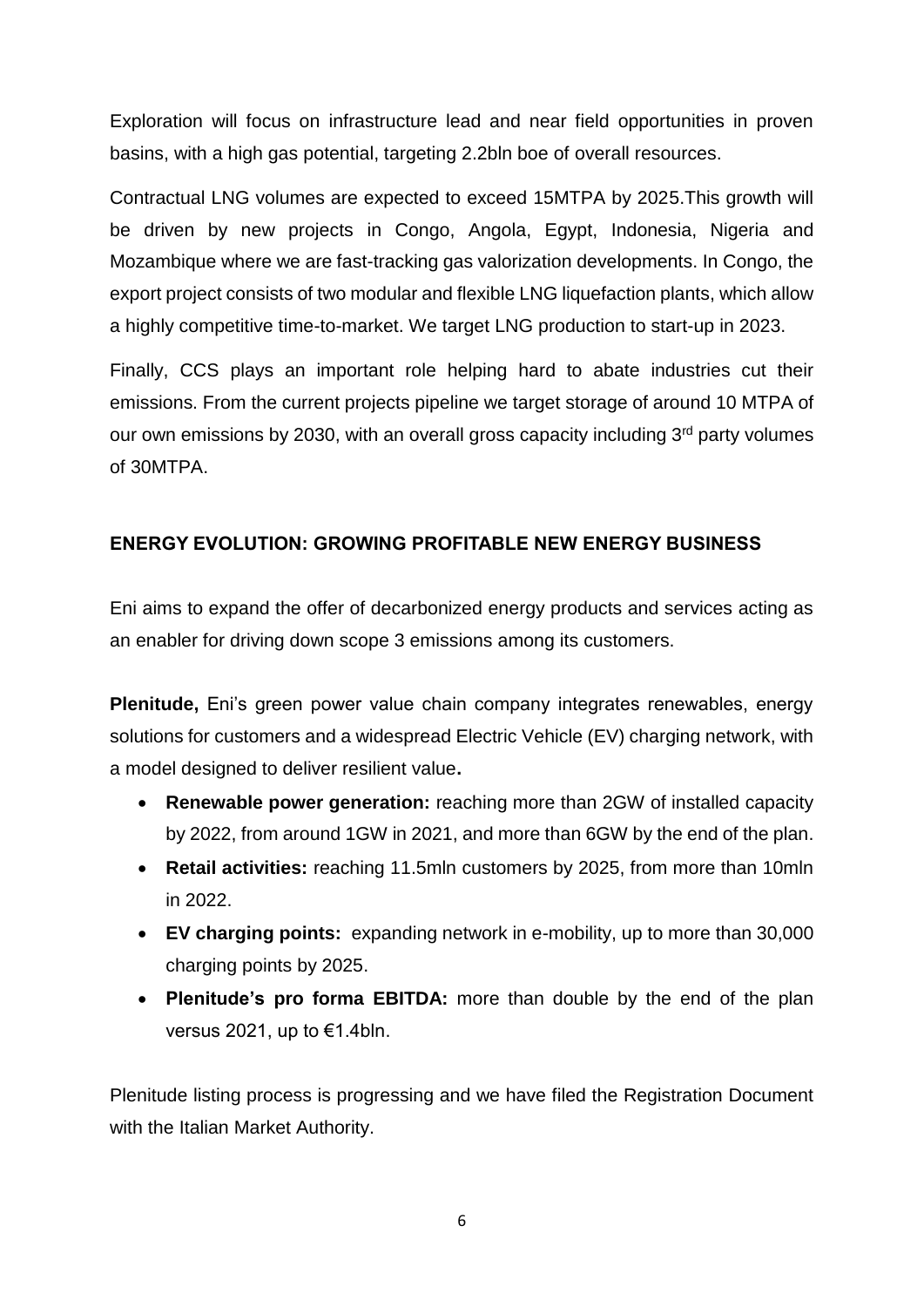Exploration will focus on infrastructure lead and near field opportunities in proven basins, with a high gas potential, targeting 2.2bln boe of overall resources.

Contractual LNG volumes are expected to exceed 15MTPA by 2025.This growth will be driven by new projects in Congo, Angola, Egypt, Indonesia, Nigeria and Mozambique where we are fast-tracking gas valorization developments. In Congo, the export project consists of two modular and flexible LNG liquefaction plants, which allow a highly competitive time-to-market. We target LNG production to start-up in 2023.

Finally, CCS plays an important role helping hard to abate industries cut their emissions. From the current projects pipeline we target storage of around 10 MTPA of our own emissions by 2030, with an overall gross capacity including 3rd party volumes of 30MTPA.

## ENERGY EVOLUTION: GROWING PROFITABLE NEW ENERGY BUSINESS

Eni aims to expand the offer of decarbonized energy products and services acting as an enabler for driving down scope 3 emissions among its customers.

**Plenitude,** Eni's green power value chain company integrates renewables, energy solutions for customers and a widespread Electric Vehicle (EV) charging network, with a model designed to deliver resilient value**.**

- **Renewable power generation:** reaching more than 2GW of installed capacity by 2022, from around 1GW in 2021, and more than 6GW by the end of the plan.
- **Retail activities:** reaching 11.5mln customers by 2025, from more than 10mln in 2022.
- **EV charging points:** expanding network in e-mobility, up to more than 30,000 charging points by 2025.
- **Plenitude's pro forma EBITDA:** more than double by the end of the plan versus 2021, up to €1.4bln.

Plenitude listing process is progressing and we have filed the Registration Document with the Italian Market Authority.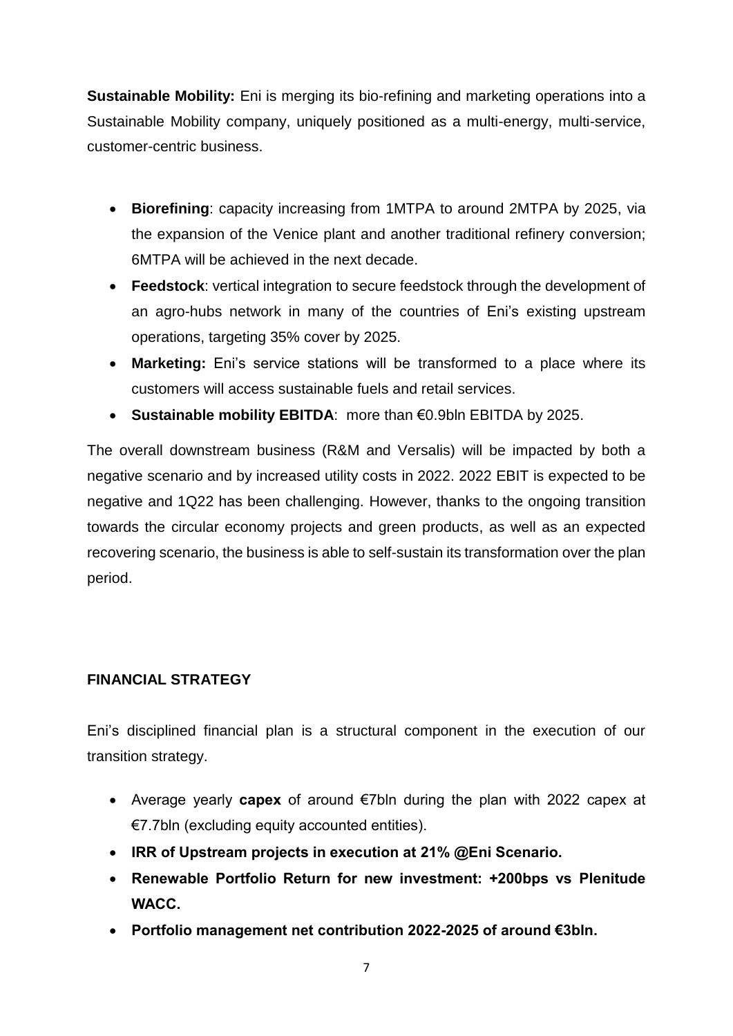**Sustainable Mobility:** Eni is merging its bio-refining and marketing operations into a Sustainable Mobility company, uniquely positioned as a multi-energy, multi-service, customer-centric business.

- **Biorefining**: capacity increasing from 1MTPA to around 2MTPA by 2025, via the expansion of the Venice plant and another traditional refinery conversion; 6MTPA will be achieved in the next decade.
- **Feedstock**: vertical integration to secure feedstock through the development of an agro-hubs network in many of the countries of Eni's existing upstream operations, targeting 35% cover by 2025.
- **Marketing:** Eni's service stations will be transformed to a place where its customers will access sustainable fuels and retail services.
- **Sustainable mobility EBITDA**: more than €0.9bln EBITDA by 2025.

The overall downstream business (R&M and Versalis) will be impacted by both a negative scenario and by increased utility costs in 2022. 2022 EBIT is expected to be negative and 1Q22 has been challenging. However, thanks to the ongoing transition towards the circular economy projects and green products, as well as an expected recovering scenario, the business is able to self-sustain its transformation over the plan period.

## FINANCIAL STRATEGY

Eni's disciplined financial plan is a structural component in the execution of our transition strategy.

- Average yearly **capex** of around €7bln during the plan with 2022 capex at €7.7bln (excluding equity accounted entities).
- **IRR of Upstream projects in execution at 21% @Eni Scenario.**
- **Renewable Portfolio Return for new investment: +200bps vs Plenitude WACC.**
- **Portfolio management net contribution 2022-2025 of around €3bln.**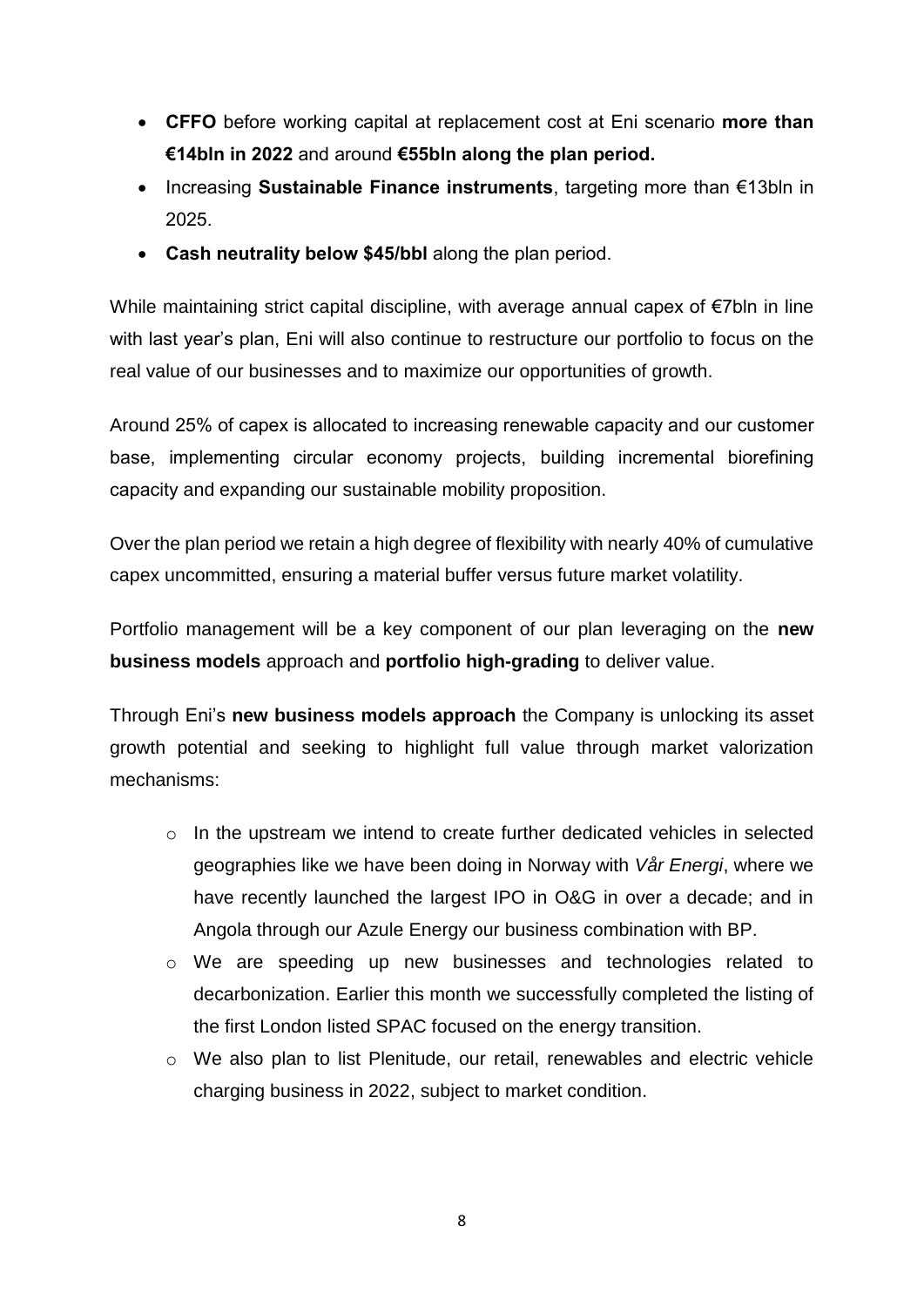- **CFFO** before working capital at replacement cost at Eni scenario **more than €14bln in 2022** and around **€55bln along the plan period.**
- Increasing **Sustainable Finance instruments**, targeting more than €13bln in 2025.
- **Cash neutrality below $45/bbl** along the plan period.

While maintaining strict capital discipline, with average annual capex of €7bln in line with last year's plan, Eni will also continue to restructure our portfolio to focus on the real value of our businesses and to maximize our opportunities of growth.

Around 25% of capex is allocated to increasing renewable capacity and our customer base, implementing circular economy projects, building incremental biorefining capacity and expanding our sustainable mobility proposition.

Over the plan period we retain a high degree of flexibility with nearly 40% of cumulative capex uncommitted, ensuring a material buffer versus future market volatility.

Portfolio management will be a key component of our plan leveraging on the **new business models** approach and **portfolio high-grading** to deliver value.

Through Eni's **new business models approach** the Company is unlocking its asset growth potential and seeking to highlight full value through market valorization mechanisms:

- In the upstream we intend to create further dedicated vehicles in selected geographies like we have been doing in Norway with *Vår Energi*, where we have recently launched the largest IPO in O&G in over a decade; and in Angola through our Azule Energy our business combination with BP.
- We are speeding up new businesses and technologies related to decarbonization. Earlier this month we successfully completed the listing of the first London listed SPAC focused on the energy transition.
- We also plan to list Plenitude, our retail, renewables and electric vehicle charging business in 2022, subject to market condition.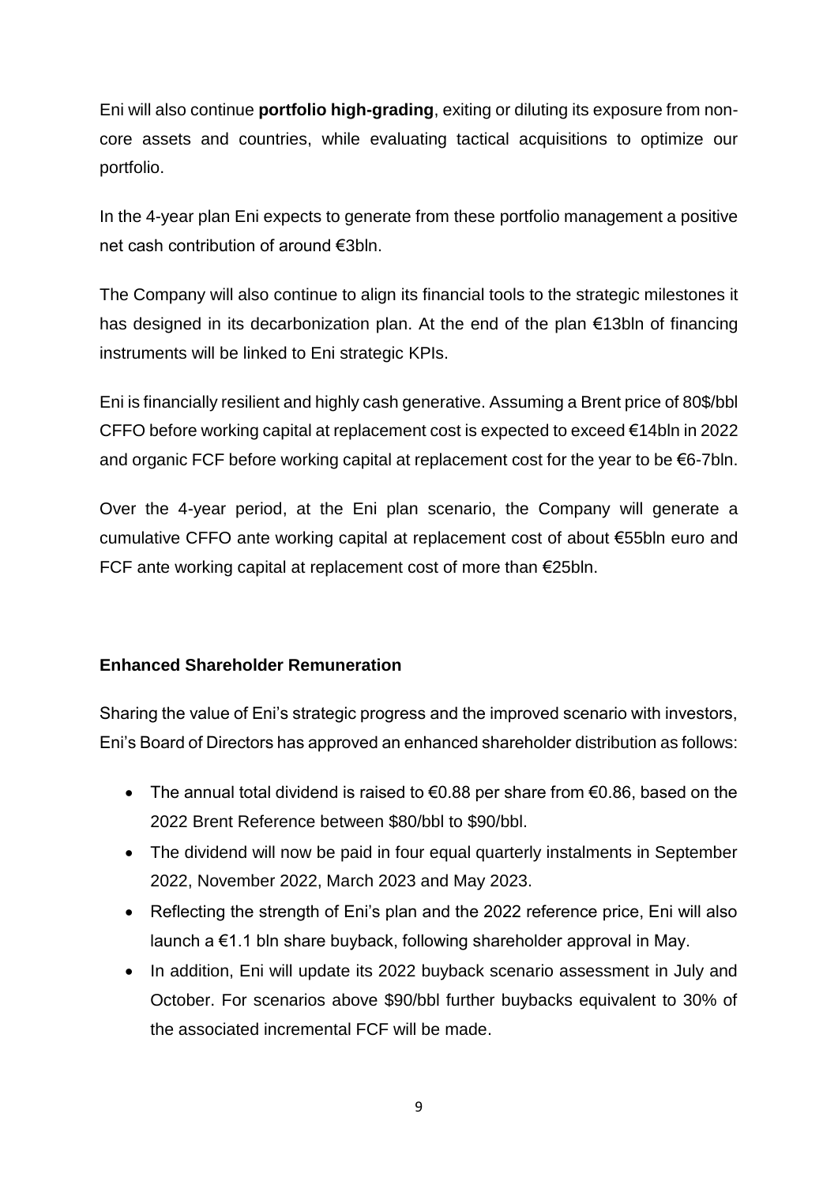Eni will also continue **portfolio high-grading**, exiting or diluting its exposure from non-core assets and countries, while evaluating tactical acquisitions to optimize our portfolio.

In the 4-year plan Eni expects to generate from these portfolio management a positive net cash contribution of around €3bln.

The Company will also continue to align its financial tools to the strategic milestones it has designed in its decarbonization plan. At the end of the plan €13bln of financing instruments will be linked to Eni strategic KPIs.

Eni is financially resilient and highly cash generative. Assuming a Brent price of 80$/bbl CFFO before working capital at replacement cost is expected to exceed €14bln in 2022 and organic FCF before working capital at replacement cost for the year to be €6-7bln.

Over the 4-year period, at the Eni plan scenario, the Company will generate a cumulative CFFO ante working capital at replacement cost of about €55bln euro and FCF ante working capital at replacement cost of more than €25bln.

**Enhanced Shareholder Remuneration**

Sharing the value of Eni's strategic progress and the improved scenario with investors, Eni's Board of Directors has approved an enhanced shareholder distribution as follows:

- The annual total dividend is raised to €0.88 per share from €0.86, based on the 2022 Brent Reference between $80/bbl to $90/bbl.
- The dividend will now be paid in four equal quarterly instalments in September 2022, November 2022, March 2023 and May 2023.
- Reflecting the strength of Eni's plan and the 2022 reference price, Eni will also launch a €1.1 bln share buyback, following shareholder approval in May.
- In addition, Eni will update its 2022 buyback scenario assessment in July and October. For scenarios above $90/bbl further buybacks equivalent to 30% of the associated incremental FCF will be made.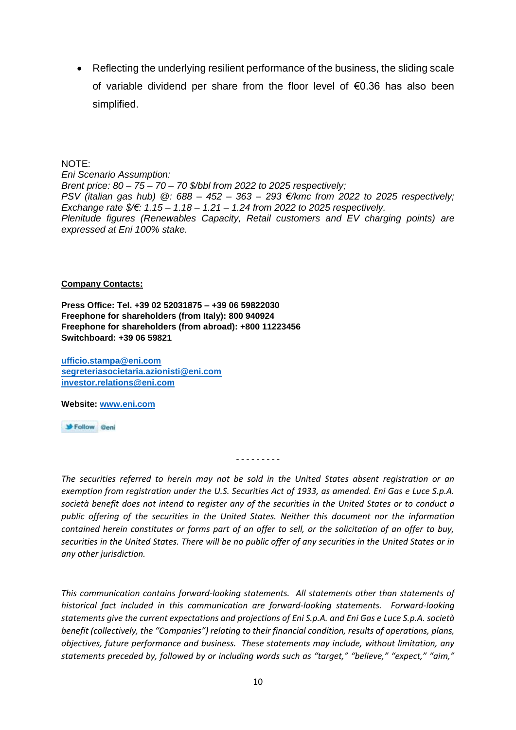- Reflecting the underlying resilient performance of the business, the sliding scale of variable dividend per share from the floor level of €0.36 has also been simplified.

NOTE:

*Eni Scenario Assumption:*
*Brent price: 80 – 75 – 70 – 70 $/bbl from 2022 to 2025 respectively;*
*PSV (italian gas hub) @: 688 – 452 – 363 – 293 €/kmc from 2022 to 2025 respectively;*
*Exchange rate $/€: 1.15 – 1.18 – 1.21 – 1.24 from 2022 to 2025 respectively.*
*Plenitude figures (Renewables Capacity, Retail customers and EV charging points) are expressed at Eni 100% stake.*

**Company Contacts:**

**Press Office: Tel. +39 02 52031875 – +39 06 59822030**
**Freephone for shareholders (from Italy): 800 940924**
**Freephone for shareholders (from abroad): +800 11223456**
**Switchboard: +39 06 59821**

**ufficio.stampa@eni.com**
**segreteriasocietaria.azionisti@eni.com**
**investor.relations@eni.com**

**Website: www.eni.com**

Follow @eni

- - - - - - - - -

*The securities referred to herein may not be sold in the United States absent registration or an exemption from registration under the U.S. Securities Act of 1933, as amended. Eni Gas e Luce S.p.A. società benefit does not intend to register any of the securities in the United States or to conduct a public offering of the securities in the United States. Neither this document nor the information contained herein constitutes or forms part of an offer to sell, or the solicitation of an offer to buy, securities in the United States. There will be no public offer of any securities in the United States or in any other jurisdiction.*

*This communication contains forward-looking statements. All statements other than statements of historical fact included in this communication are forward-looking statements. Forward-looking statements give the current expectations and projections of Eni S.p.A. and Eni Gas e Luce S.p.A. società benefit (collectively, the "Companies") relating to their financial condition, results of operations, plans, objectives, future performance and business. These statements may include, without limitation, any statements preceded by, followed by or including words such as "target," "believe," "expect," "aim,"*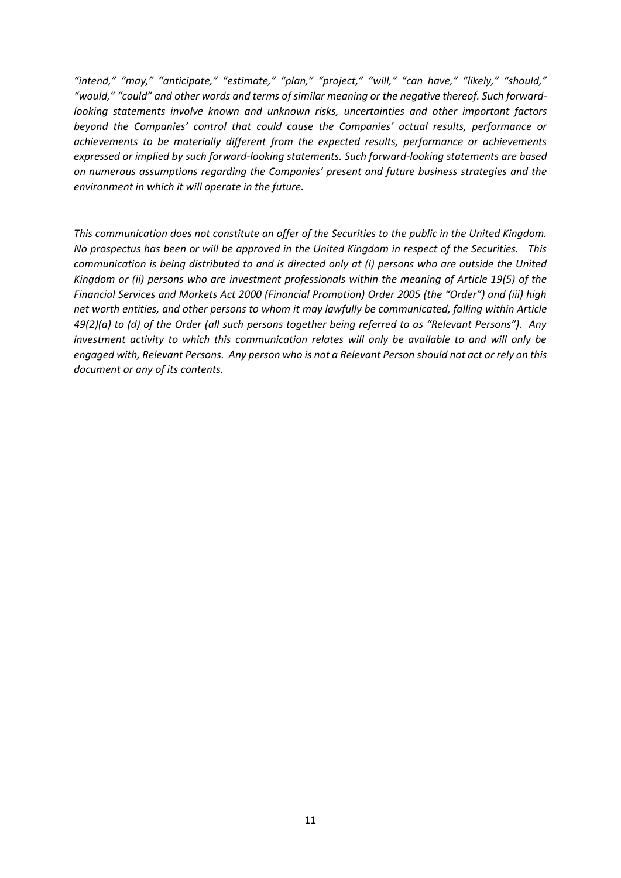*"intend," "may," "anticipate," "estimate," "plan," "project," "will," "can have," "likely," "should," "would," "could" and other words and terms of similar meaning or the negative thereof. Such forward-looking statements involve known and unknown risks, uncertainties and other important factors beyond the Companies' control that could cause the Companies' actual results, performance or achievements to be materially different from the expected results, performance or achievements expressed or implied by such forward-looking statements. Such forward-looking statements are based on numerous assumptions regarding the Companies' present and future business strategies and the environment in which it will operate in the future.*

*This communication does not constitute an offer of the Securities to the public in the United Kingdom. No prospectus has been or will be approved in the United Kingdom in respect of the Securities. This communication is being distributed to and is directed only at (i) persons who are outside the United Kingdom or (ii) persons who are investment professionals within the meaning of Article 19(5) of the Financial Services and Markets Act 2000 (Financial Promotion) Order 2005 (the "Order") and (iii) high net worth entities, and other persons to whom it may lawfully be communicated, falling within Article 49(2)(a) to (d) of the Order (all such persons together being referred to as "Relevant Persons"). Any investment activity to which this communication relates will only be available to and will only be engaged with, Relevant Persons. Any person who is not a Relevant Person should not act or rely on this document or any of its contents.*